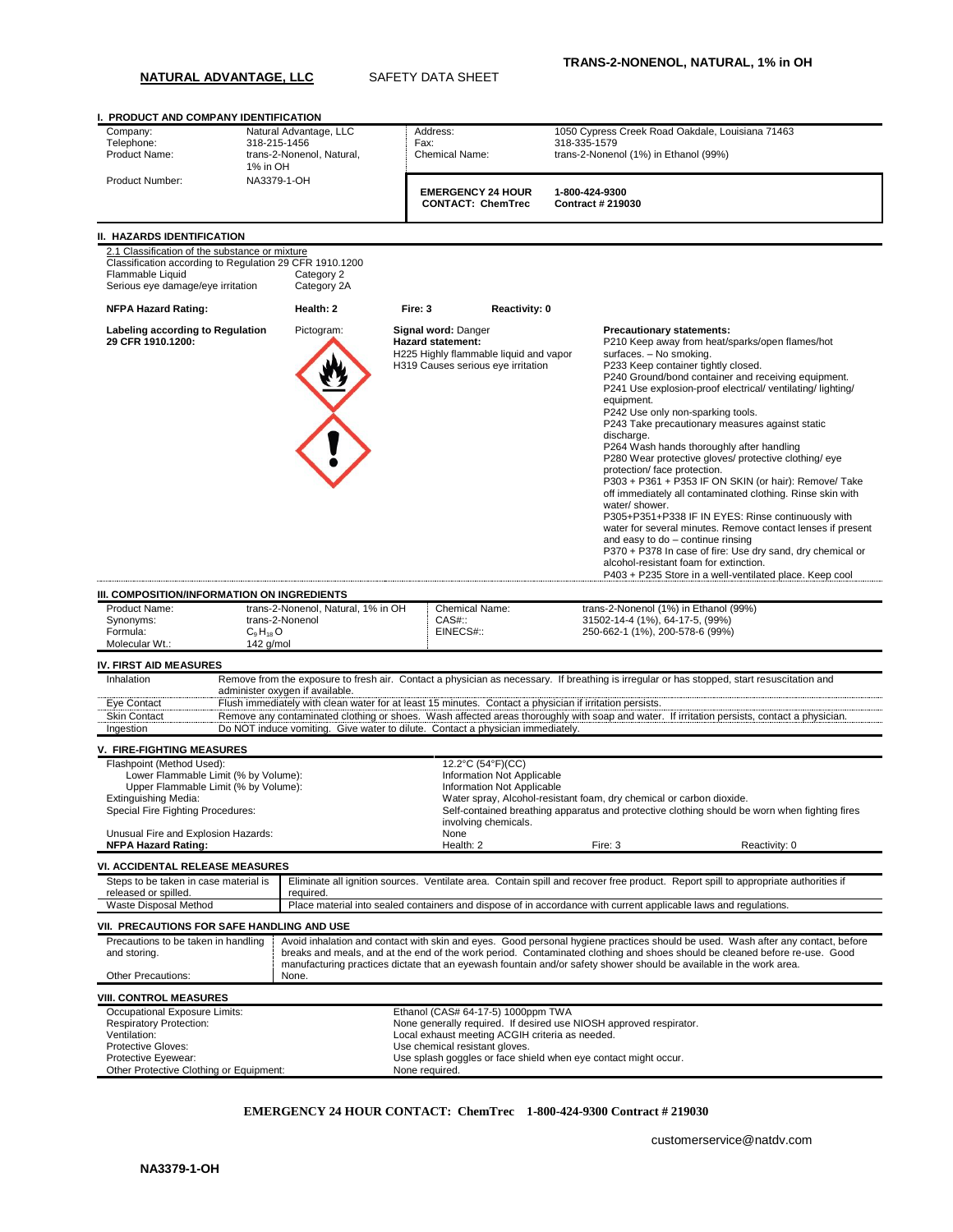**NATURAL ADVANTAGE, LLC** SAFETY DATA SHEET

**TRANS-2-NONENOL, NATURAL, 1% in OH**

## I. PRODUCT AND COMPANY IDENTIFICATION

| | | | |
|---|---|---|---|
| Company: | Natural Advantage, LLC | Address: | 1050 Cypress Creek Road Oakdale, Louisiana 71463 |
| Telephone: | 318-215-1456 | Fax: | 318-335-1579 |
| Product Name: | trans-2-Nonenol, Natural, 1% in OH | Chemical Name: | trans-2-Nonenol (1%) in Ethanol (99%) |
| Product Number: | NA3379-1-OH | **EMERGENCY 24 HOUR CONTACT: ChemTrec** | **1-800-424-9300 Contract # 219030** |

## II. HAZARDS IDENTIFICATION

2.1 Classification of the substance or mixture

Classification according to Regulation 29 CFR 1910.1200

| | |
|---|---|
| Flammable Liquid | Category 2 |
| Serious eye damage/eye irritation | Category 2A |

**NFPA Hazard Rating:** **Health: 2** **Fire: 3** **Reactivity: 0**

**Labeling according to Regulation 29 CFR 1910.1200:**

Pictogram:

**Signal word:** Danger

**Hazard statement:**

H225 Highly flammable liquid and vapor

H319 Causes serious eye irritation

**Precautionary statements:**

P210 Keep away from heat/sparks/open flames/hot surfaces. – No smoking.

P233 Keep container tightly closed.

P240 Ground/bond container and receiving equipment.

P241 Use explosion-proof electrical/ ventilating/ lighting/ equipment.

P242 Use only non-sparking tools.

P243 Take precautionary measures against static discharge.

P264 Wash hands thoroughly after handling

P280 Wear protective gloves/ protective clothing/ eye protection/ face protection.

P303 + P361 + P353 IF ON SKIN (or hair): Remove/ Take off immediately all contaminated clothing. Rinse skin with water/ shower.

P305+P351+P338 IF IN EYES: Rinse continuously with water for several minutes. Remove contact lenses if present and easy to do – continue rinsing

P370 + P378 In case of fire: Use dry sand, dry chemical or alcohol-resistant foam for extinction.

P403 + P235 Store in a well-ventilated place. Keep cool

## III. COMPOSITION/INFORMATION ON INGREDIENTS

| | | | |
|---|---|---|---|
| Product Name: | trans-2-Nonenol, Natural, 1% in OH | Chemical Name: | trans-2-Nonenol (1%) in Ethanol (99%) |
| Synonyms: | trans-2-Nonenol | CAS#:: | 31502-14-4 (1%), 64-17-5, (99%) |
| Formula: | $C_9H_{18}O$ | EINECS#:: | 250-662-1 (1%), 200-578-6 (99%) |
| Molecular Wt.: | 142 g/mol | | |

## IV. FIRST AID MEASURES

| | |
|---|---|
| Inhalation | Remove from the exposure to fresh air. Contact a physician as necessary. If breathing is irregular or has stopped, start resuscitation and administer oxygen if available. |
| Eye Contact | Flush immediately with clean water for at least 15 minutes. Contact a physician if irritation persists. |
| Skin Contact | Remove any contaminated clothing or shoes. Wash affected areas thoroughly with soap and water. If irritation persists, contact a physician. |
| Ingestion | Do NOT induce vomiting. Give water to dilute. Contact a physician immediately. |

## V. FIRE-FIGHTING MEASURES

| | |
|---|---|
| Flashpoint (Method Used): | 12.2°C (54°F)(CC) |
| Lower Flammable Limit (% by Volume): | Information Not Applicable |
| Upper Flammable Limit (% by Volume): | Information Not Applicable |
| Extinguishing Media: | Water spray, Alcohol-resistant foam, dry chemical or carbon dioxide. |
| Special Fire Fighting Procedures: | Self-contained breathing apparatus and protective clothing should be worn when fighting fires involving chemicals. |
| Unusual Fire and Explosion Hazards: | None |
| **NFPA Hazard Rating:** | Health: 2 Fire: 3 Reactivity: 0 |

## VI. ACCIDENTAL RELEASE MEASURES

| | |
|---|---|
| Steps to be taken in case material is released or spilled. | Eliminate all ignition sources. Ventilate area. Contain spill and recover free product. Report spill to appropriate authorities if required. |
| Waste Disposal Method | Place material into sealed containers and dispose of in accordance with current applicable laws and regulations. |

## VII. PRECAUTIONS FOR SAFE HANDLING AND USE

| | |
|---|---|
| Precautions to be taken in handling and storing. | Avoid inhalation and contact with skin and eyes. Good personal hygiene practices should be used. Wash after any contact, before breaks and meals, and at the end of the work period. Contaminated clothing and shoes should be cleaned before re-use. Good manufacturing practices dictate that an eyewash fountain and/or safety shower should be available in the work area. |
| Other Precautions: | None. |

## VIII. CONTROL MEASURES

| | |
|---|---|
| Occupational Exposure Limits: | Ethanol (CAS# 64-17-5) 1000ppm TWA |
| Respiratory Protection: | None generally required. If desired use NIOSH approved respirator. |
| Ventilation: | Local exhaust meeting ACGIH criteria as needed. |
| Protective Gloves: | Use chemical resistant gloves. |
| Protective Eyewear: | Use splash goggles or face shield when eye contact might occur. |
| Other Protective Clothing or Equipment: | None required. |

**EMERGENCY 24 HOUR CONTACT: ChemTrec 1-800-424-9300 Contract # 219030**

customerservice@natdv.com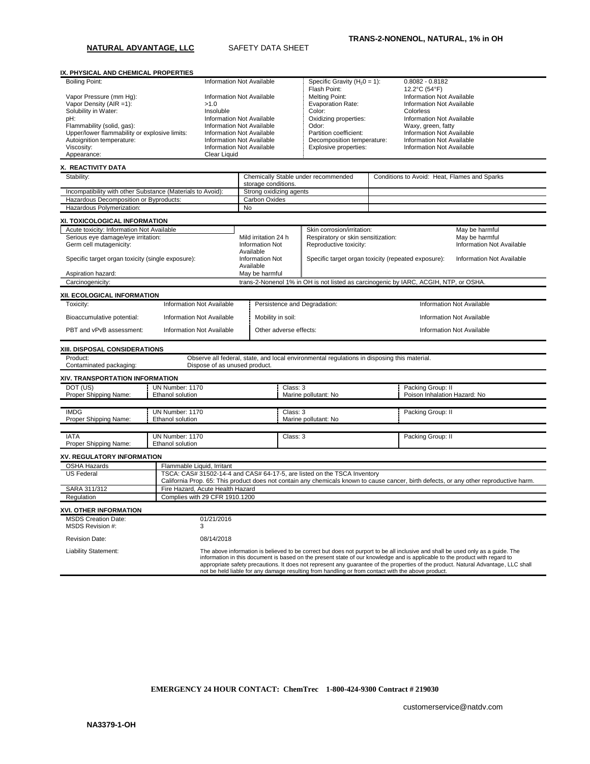# NATURAL ADVANTAGE, LLC — SAFETY DATA SHEET

## TRANS-2-NONENOL, NATURAL, 1% in OH

### IX. PHYSICAL AND CHEMICAL PROPERTIES

| | | | |
|---|---|---|---|
| Boiling Point: | Information Not Available | Specific Gravity ($H_2O$ = 1): | 0.8082 - 0.8182 |
| | | Flash Point: | 12.2°C (54°F) |
| Vapor Pressure (mm Hg): | Information Not Available | Melting Point: | Information Not Available |
| Vapor Density (AIR =1): | >1.0 | Evaporation Rate: | Information Not Available |
| Solubility in Water: | Insoluble | Color: | Colorless |
| pH: | Information Not Available | Oxidizing properties: | Information Not Available |
| Flammability (solid, gas): | Information Not Available | Odor: | Waxy, green, fatty |
| Upper/lower flammability or explosive limits: | Information Not Available | Partition coefficient: | Information Not Available |
| Autoignition temperature: | Information Not Available | Decomposition temperature: | Information Not Available |
| Viscosity: | Information Not Available | Explosive properties: | Information Not Available |
| Appearance: | Clear Liquid | | |

### X. REACTIVITY DATA

| | | |
|---|---|---|
| Stability: | Chemically Stable under recommended storage conditions. | Conditions to Avoid: Heat, Flames and Sparks |
| Incompatibility with other Substance (Materials to Avoid): | Strong oxidizing agents | |
| Hazardous Decomposition or Byproducts: | Carbon Oxides | |
| Hazardous Polymerization: | No | |

### XI. TOXICOLOGICAL INFORMATION

| | | | |
|---|---|---|---|
| Acute toxicity: Information Not Available | | Skin corrosion/irritation: | May be harmful |
| Serious eye damage/eye irritation: | Mild irritation 24 h | Respiratory or skin sensitization: | May be harmful |
| Germ cell mutagenicity: | Information Not Available | Reproductive toxicity: | Information Not Available |
| Specific target organ toxicity (single exposure): | Information Not Available | Specific target organ toxicity (repeated exposure): | Information Not Available |
| Aspiration hazard: | May be harmful | | |
| Carcinogenicity: | trans-2-Nonenol 1% in OH is not listed as carcinogenic by IARC, ACGIH, NTP, or OSHA. | | |

### XII. ECOLOGICAL INFORMATION

| | | | |
|---|---|---|---|
| Toxicity: | Information Not Available | Persistence and Degradation: | Information Not Available |
| Bioaccumulative potential: | Information Not Available | Mobility in soil: | Information Not Available |
| PBT and vPvB assessment: | Information Not Available | Other adverse effects: | Information Not Available |

### XIII. DISPOSAL CONSIDERATIONS

| | |
|---|---|
| Product: | Observe all federal, state, and local environmental regulations in disposing this material. |
| Contaminated packaging: | Dispose of as unused product. |

### XIV. TRANSPORTATION INFORMATION

| | | | |
|---|---|---|---|
| DOT (US) | UN Number: 1170 | Class: 3 | Packing Group: II |
| Proper Shipping Name: | Ethanol solution | Marine pollutant: No | Poison Inhalation Hazard: No |
| IMDG | UN Number: 1170 | Class: 3 | Packing Group: II |
| Proper Shipping Name: | Ethanol solution | Marine pollutant: No | |
| IATA | UN Number: 1170 | Class: 3 | Packing Group: II |
| Proper Shipping Name: | Ethanol solution | | |

### XV. REGULATORY INFORMATION

| | |
|---|---|
| OSHA Hazards | Flammable Liquid, Irritant |
| US Federal | TSCA: CAS# 31502-14-4 and CAS# 64-17-5, are listed on the TSCA Inventory<br>California Prop. 65: This product does not contain any chemicals known to cause cancer, birth defects, or any other reproductive harm. |
| SARA 311/312 | Fire Hazard, Acute Health Hazard |
| Regulation | Complies with 29 CFR 1910.1200 |

### XVI. OTHER INFORMATION

| | |
|---|---|
| MSDS Creation Date: | 01/21/2016 |
| MSDS Revision #: | 3 |
| Revision Date: | 08/14/2018 |
| Liability Statement: | The above information is believed to be correct but does not purport to be all inclusive and shall be used only as a guide. The information in this document is based on the present state of our knowledge and is applicable to the product with regard to appropriate safety precautions. It does not represent any guarantee of the properties of the product. Natural Advantage, LLC shall not be held liable for any damage resulting from handling or from contact with the above product. |

**EMERGENCY 24 HOUR CONTACT: ChemTrec 1-800-424-9300 Contract # 219030**

customerservice@natdv.com

**NA3379-1-OH**